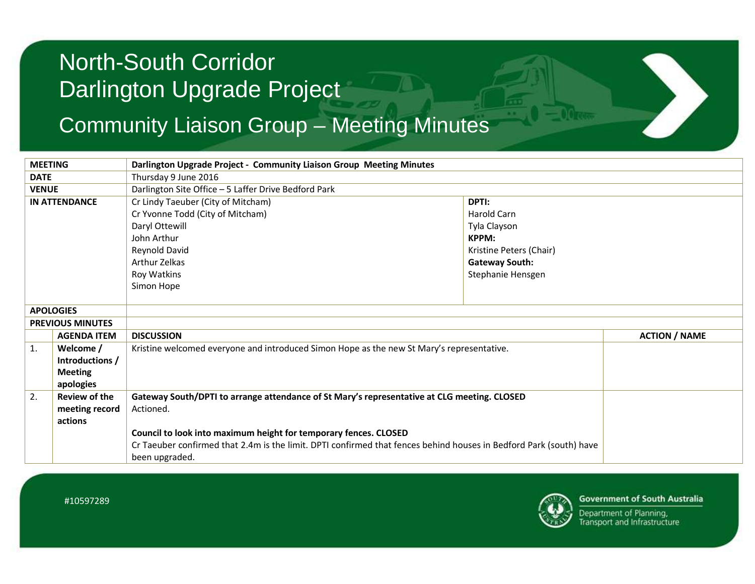# North-South Corridor
# Darlington Upgrade Project
## Community Liaison Group – Meeting Minutes

| | | | | |
|---|---|---|---|---|
| **MEETING** | | **Darlington Upgrade Project - Community Liaison Group Meeting Minutes** | | |
| **DATE** | | Thursday 9 June 2016 | | |
| **VENUE** | | Darlington Site Office – 5 Laffer Drive Bedford Park | | |
| **IN ATTENDANCE** | | Cr Lindy Taeuber (City of Mitcham)<br>Cr Yvonne Todd (City of Mitcham)<br>Daryl Ottewill<br>John Arthur<br>Reynold David<br>Arthur Zelkas<br>Roy Watkins<br>Simon Hope | **DPTI:**<br>Harold Carn<br>Tyla Clayson<br>**KPPM:**<br>Kristine Peters (Chair)<br>**Gateway South:**<br>Stephanie Hensgen | |
| **APOLOGIES** | | | | |
| **PREVIOUS MINUTES** | | | | |
| | **AGENDA ITEM** | **DISCUSSION** | | **ACTION / NAME** |
| 1. | **Welcome / Introductions / Meeting apologies** | Kristine welcomed everyone and introduced Simon Hope as the new St Mary's representative. | | |
| 2. | **Review of the meeting record actions** | **Gateway South/DPTI to arrange attendance of St Mary's representative at CLG meeting. CLOSED**<br>Actioned.<br><br>**Council to look into maximum height for temporary fences. CLOSED**<br>Cr Taeuber confirmed that 2.4m is the limit. DPTI confirmed that fences behind houses in Bedford Park (south) have been upgraded. | | |

#10597289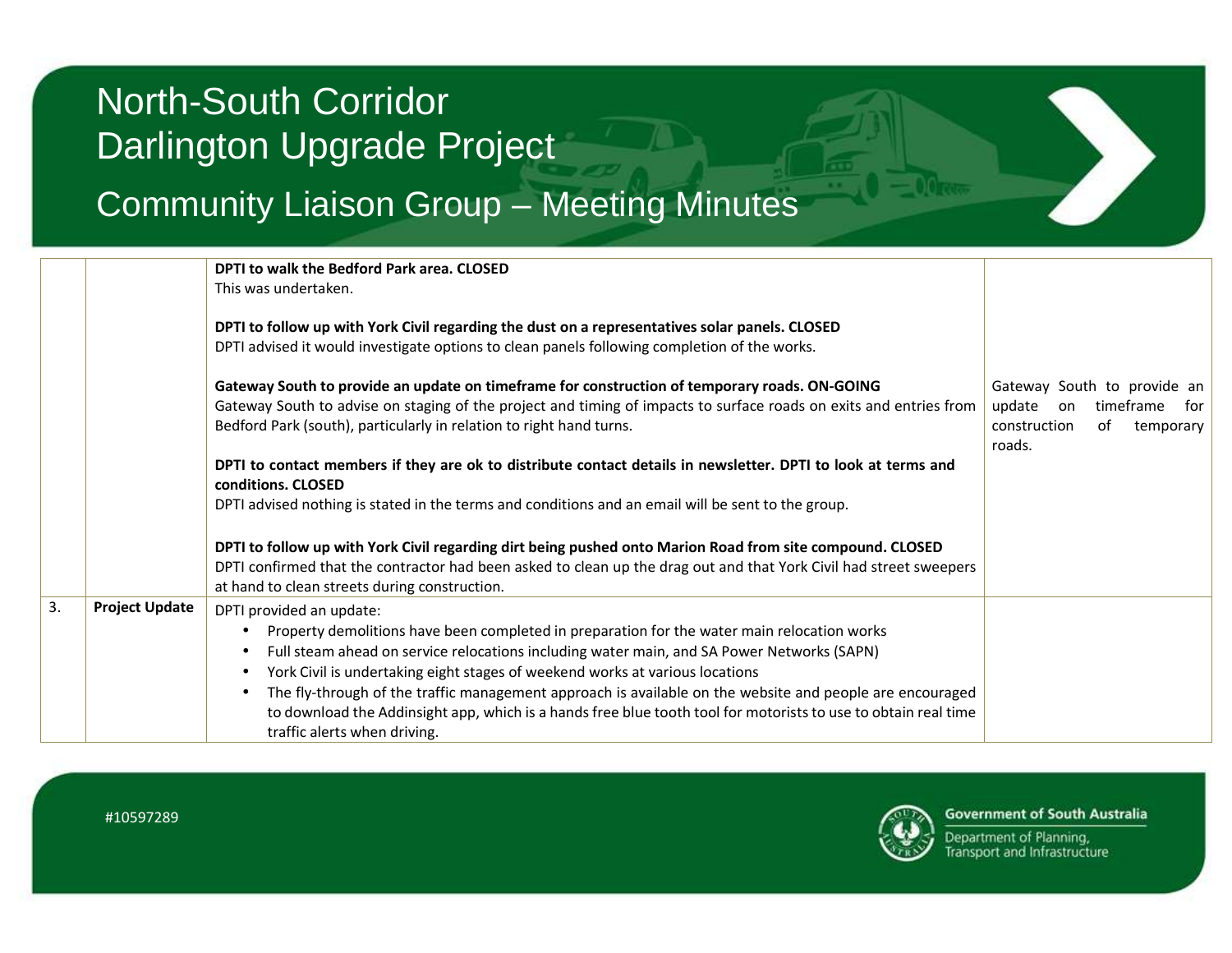| | | | |
|---|---|---|---|
| | | **DPTI to walk the Bedford Park area. CLOSED**<br>This was undertaken.<br><br>**DPTI to follow up with York Civil regarding the dust on a representatives solar panels. CLOSED**<br>DPTI advised it would investigate options to clean panels following completion of the works.<br><br>**Gateway South to provide an update on timeframe for construction of temporary roads. ON-GOING**<br>Gateway South to advise on staging of the project and timing of impacts to surface roads on exits and entries from Bedford Park (south), particularly in relation to right hand turns.<br><br>**DPTI to contact members if they are ok to distribute contact details in newsletter. DPTI to look at terms and conditions. CLOSED**<br>DPTI advised nothing is stated in the terms and conditions and an email will be sent to the group.<br><br>**DPTI to follow up with York Civil regarding dirt being pushed onto Marion Road from site compound. CLOSED**<br>DPTI confirmed that the contractor had been asked to clean up the drag out and that York Civil had street sweepers at hand to clean streets during construction. | Gateway South to provide an update on timeframe for construction of temporary roads. |
| 3. | **Project Update** | DPTI provided an update:<br>• Property demolitions have been completed in preparation for the water main relocation works<br>• Full steam ahead on service relocations including water main, and SA Power Networks (SAPN)<br>• York Civil is undertaking eight stages of weekend works at various locations<br>• The fly-through of the traffic management approach is available on the website and people are encouraged to download the Addinsight app, which is a hands free blue tooth tool for motorists to use to obtain real time traffic alerts when driving. | |

#10597289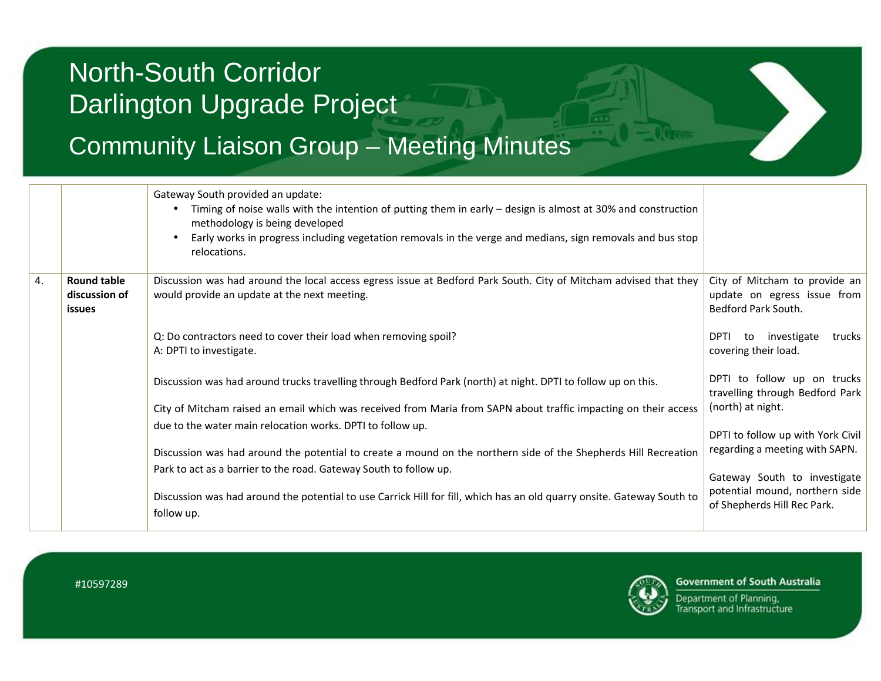| | | | |
|---|---|---|---|
| | | Gateway South provided an update:<br>• Timing of noise walls with the intention of putting them in early – design is almost at 30% and construction methodology is being developed<br>• Early works in progress including vegetation removals in the verge and medians, sign removals and bus stop relocations. | |
| 4. | **Round table discussion of issues** | Discussion was had around the local access egress issue at Bedford Park South. City of Mitcham advised that they would provide an update at the next meeting. | City of Mitcham to provide an update on egress issue from Bedford Park South. |
| | | Q: Do contractors need to cover their load when removing spoil?<br>A: DPTI to investigate. | DPTI to investigate trucks covering their load. |
| | | Discussion was had around trucks travelling through Bedford Park (north) at night. DPTI to follow up on this. | DPTI to follow up on trucks travelling through Bedford Park (north) at night. |
| | | City of Mitcham raised an email which was received from Maria from SAPN about traffic impacting on their access due to the water main relocation works. DPTI to follow up. | DPTI to follow up with York Civil regarding a meeting with SAPN. |
| | | Discussion was had around the potential to create a mound on the northern side of the Shepherds Hill Recreation Park to act as a barrier to the road. Gateway South to follow up. | Gateway South to investigate potential mound, northern side of Shepherds Hill Rec Park. |
| | | Discussion was had around the potential to use Carrick Hill for fill, which has an old quarry onsite. Gateway South to follow up. | |

#10597289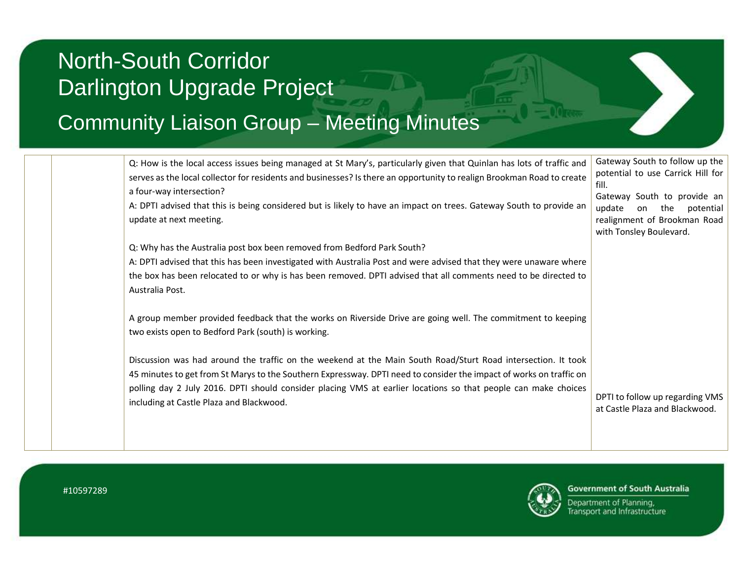| | | | |
|---|---|---|---|
| | | Q: How is the local access issues being managed at St Mary's, particularly given that Quinlan has lots of traffic and serves as the local collector for residents and businesses? Is there an opportunity to realign Brookman Road to create a four-way intersection?<br>A: DPTI advised that this is being considered but is likely to have an impact on trees. Gateway South to provide an update at next meeting.<br><br>Q: Why has the Australia post box been removed from Bedford Park South?<br>A: DPTI advised that this has been investigated with Australia Post and were advised that they were unaware where the box has been relocated to or why is has been removed. DPTI advised that all comments need to be directed to Australia Post.<br><br>A group member provided feedback that the works on Riverside Drive are going well. The commitment to keeping two exists open to Bedford Park (south) is working.<br><br>Discussion was had around the traffic on the weekend at the Main South Road/Sturt Road intersection. It took 45 minutes to get from St Marys to the Southern Expressway. DPTI need to consider the impact of works on traffic on polling day 2 July 2016. DPTI should consider placing VMS at earlier locations so that people can make choices including at Castle Plaza and Blackwood. | Gateway South to follow up the potential to use Carrick Hill for fill.<br>Gateway South to provide an update on the potential realignment of Brookman Road with Tonsley Boulevard.<br><br>DPTI to follow up regarding VMS at Castle Plaza and Blackwood. |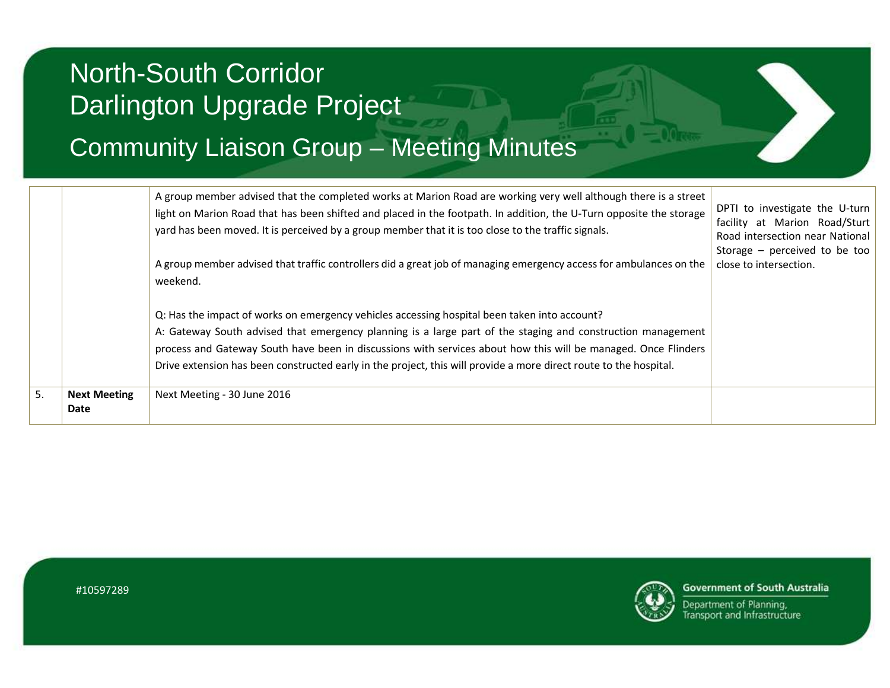| | | | |
|---|---|---|---|
| | | A group member advised that the completed works at Marion Road are working very well although there is a street light on Marion Road that has been shifted and placed in the footpath. In addition, the U-Turn opposite the storage yard has been moved. It is perceived by a group member that it is too close to the traffic signals.<br><br>A group member advised that traffic controllers did a great job of managing emergency access for ambulances on the weekend.<br><br>Q: Has the impact of works on emergency vehicles accessing hospital been taken into account?<br>A: Gateway South advised that emergency planning is a large part of the staging and construction management process and Gateway South have been in discussions with services about how this will be managed. Once Flinders Drive extension has been constructed early in the project, this will provide a more direct route to the hospital. | DPTI to investigate the U-turn facility at Marion Road/Sturt Road intersection near National Storage – perceived to be too close to intersection. |
| 5. | **Next Meeting Date** | Next Meeting - 30 June 2016 | |

#10597289